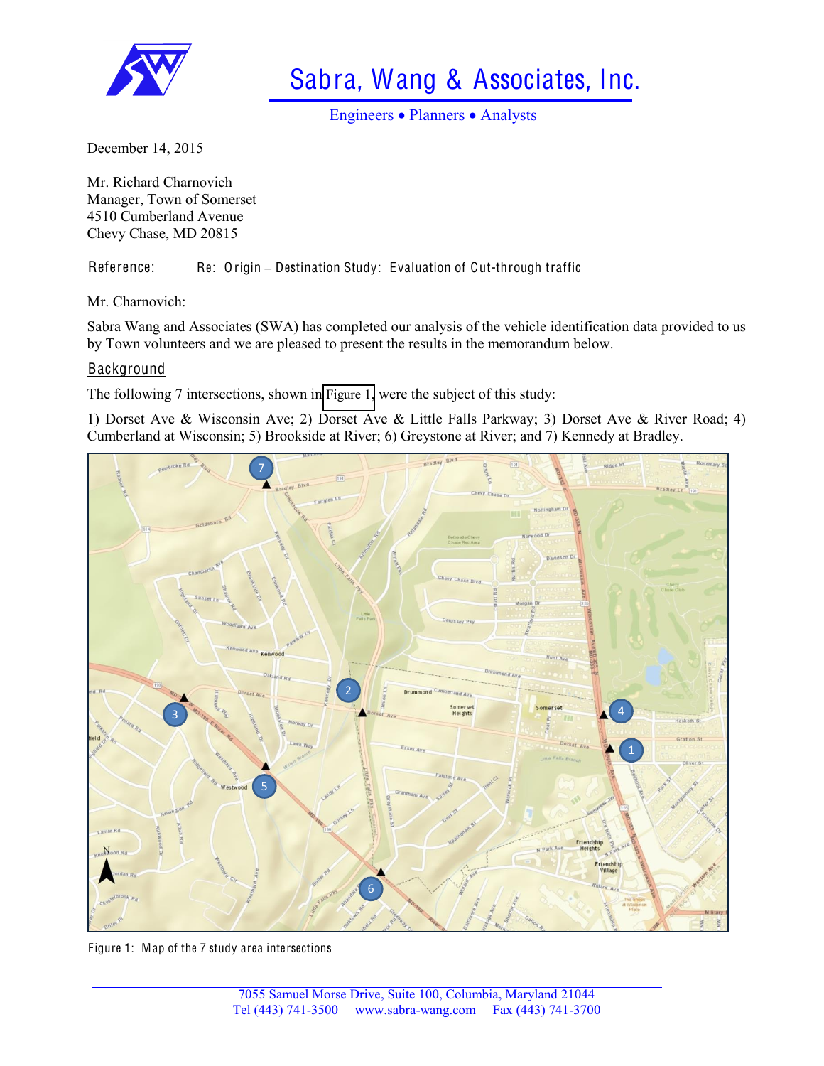# Sabra, Wang & Associates, Inc.

Engineers • Planners • Analysts

December 14, 2015

Mr. Richard Charnovich
Manager, Town of Somerset
4510 Cumberland Avenue
Chevy Chase, MD 20815

Reference: Re: Origin – Destination Study: Evaluation of Cut-through traffic

Mr. Charnovich:

Sabra Wang and Associates (SWA) has completed our analysis of the vehicle identification data provided to us by Town volunteers and we are pleased to present the results in the memorandum below.

## Background

The following 7 intersections, shown in Figure 1, were the subject of this study:

1) Dorset Ave & Wisconsin Ave; 2) Dorset Ave & Little Falls Parkway; 3) Dorset Ave & River Road; 4) Cumberland at Wisconsin; 5) Brookside at River; 6) Greystone at River; and 7) Kennedy at Bradley.

Figure 1: Map of the 7 study area intersections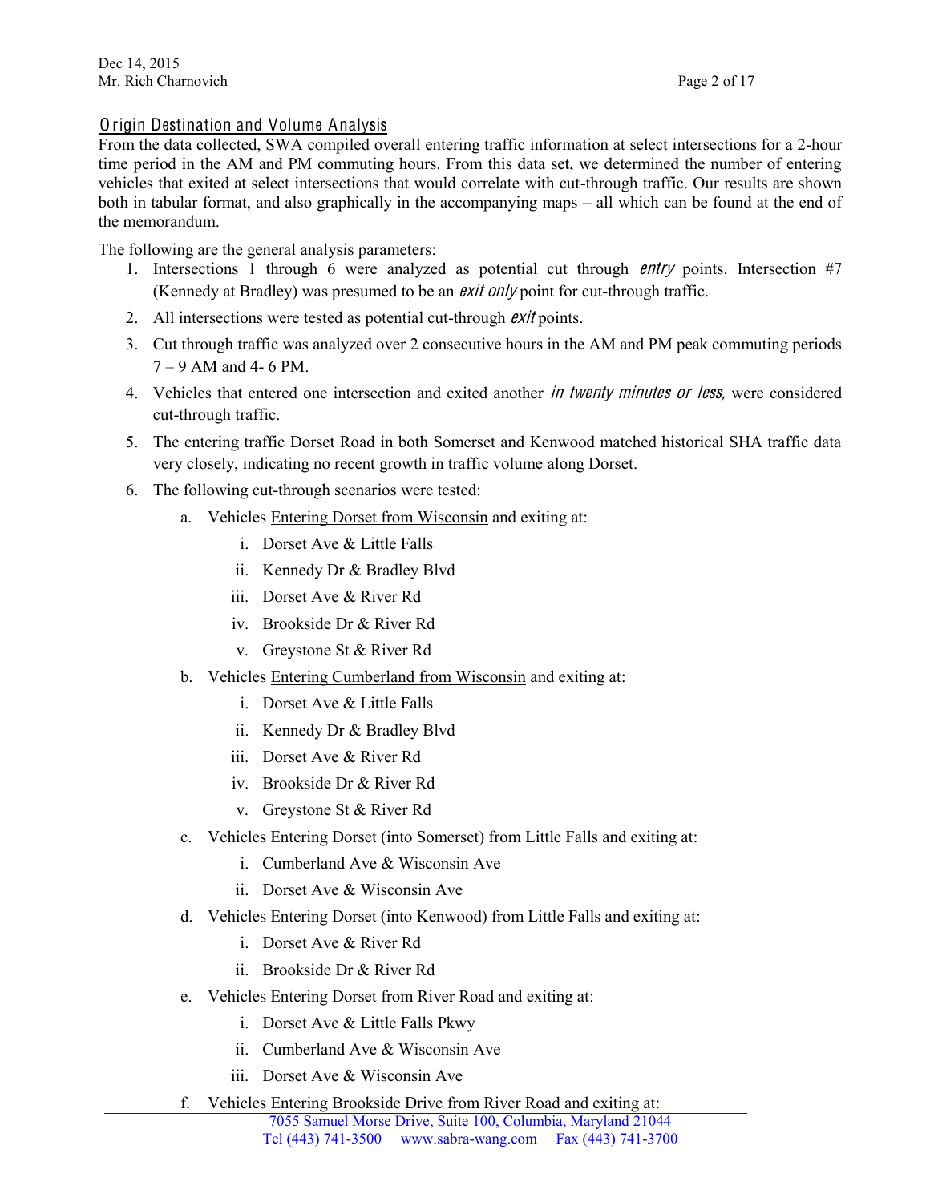## Origin Destination and Volume Analysis

From the data collected, SWA compiled overall entering traffic information at select intersections for a 2-hour time period in the AM and PM commuting hours. From this data set, we determined the number of entering vehicles that exited at select intersections that would correlate with cut-through traffic. Our results are shown both in tabular format, and also graphically in the accompanying maps – all which can be found at the end of the memorandum.

The following are the general analysis parameters:

1. Intersections 1 through 6 were analyzed as potential cut through *entry* points. Intersection #7 (Kennedy at Bradley) was presumed to be an *exit only* point for cut-through traffic.
2. All intersections were tested as potential cut-through *exit* points.
3. Cut through traffic was analyzed over 2 consecutive hours in the AM and PM peak commuting periods 7 – 9 AM and 4- 6 PM.
4. Vehicles that entered one intersection and exited another *in twenty minutes or less*, were considered cut-through traffic.
5. The entering traffic Dorset Road in both Somerset and Kenwood matched historical SHA traffic data very closely, indicating no recent growth in traffic volume along Dorset.
6. The following cut-through scenarios were tested:
   a. Vehicles <u>Entering Dorset from Wisconsin</u> and exiting at:
      i. Dorset Ave & Little Falls
      ii. Kennedy Dr & Bradley Blvd
      iii. Dorset Ave & River Rd
      iv. Brookside Dr & River Rd
      v. Greystone St & River Rd
   b. Vehicles <u>Entering Cumberland from Wisconsin</u> and exiting at:
      i. Dorset Ave & Little Falls
      ii. Kennedy Dr & Bradley Blvd
      iii. Dorset Ave & River Rd
      iv. Brookside Dr & River Rd
      v. Greystone St & River Rd
   c. Vehicles Entering Dorset (into Somerset) from Little Falls and exiting at:
      i. Cumberland Ave & Wisconsin Ave
      ii. Dorset Ave & Wisconsin Ave
   d. Vehicles Entering Dorset (into Kenwood) from Little Falls and exiting at:
      i. Dorset Ave & River Rd
      ii. Brookside Dr & River Rd
   e. Vehicles Entering Dorset from River Road and exiting at:
      i. Dorset Ave & Little Falls Pkwy
      ii. Cumberland Ave & Wisconsin Ave
      iii. Dorset Ave & Wisconsin Ave
   f. Vehicles Entering Brookside Drive from River Road and exiting at: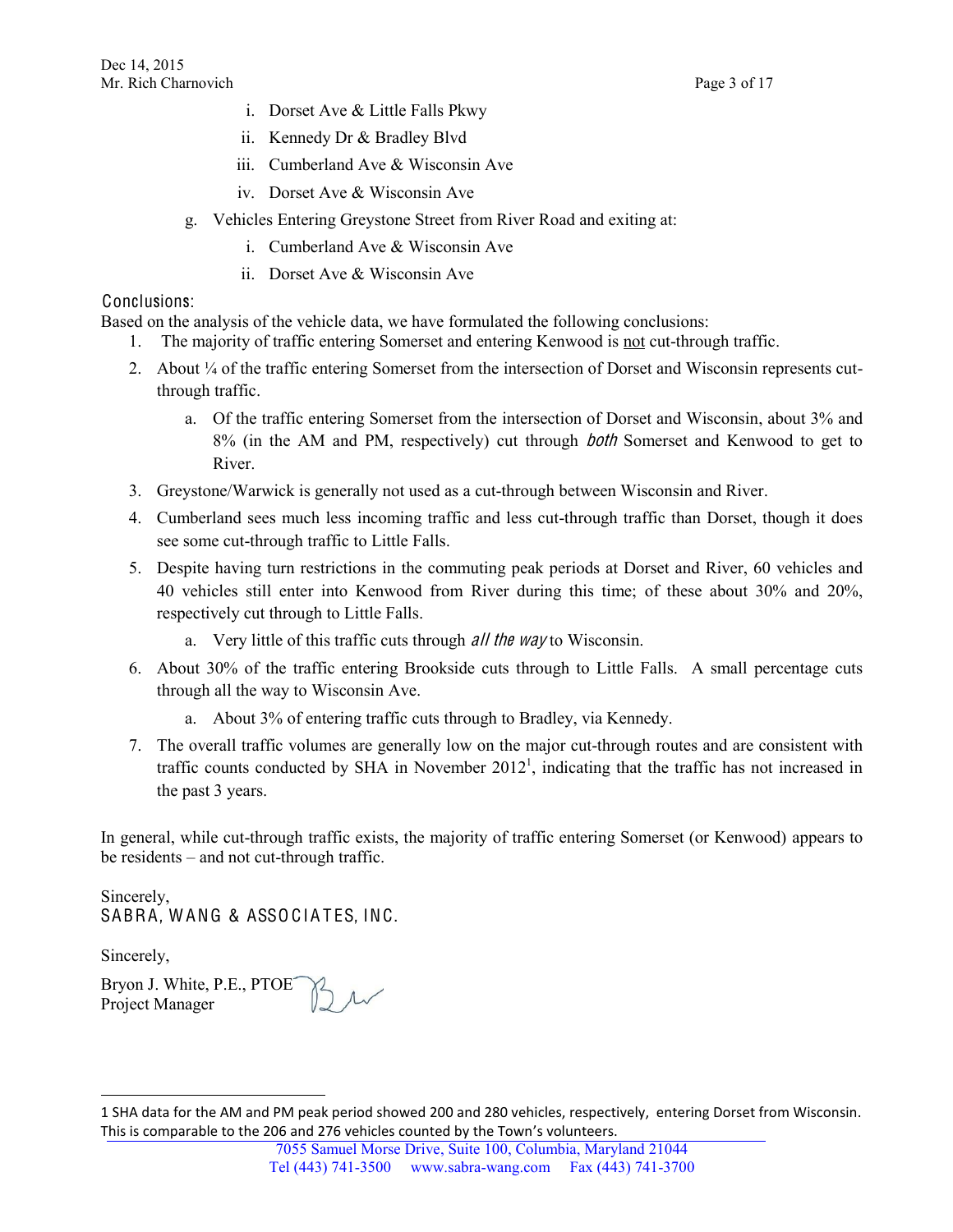i. Dorset Ave & Little Falls Pkwy
ii. Kennedy Dr & Bradley Blvd
iii. Cumberland Ave & Wisconsin Ave
iv. Dorset Ave & Wisconsin Ave

g. Vehicles Entering Greystone Street from River Road and exiting at:
   i. Cumberland Ave & Wisconsin Ave
   ii. Dorset Ave & Wisconsin Ave

## Conclusions:

Based on the analysis of the vehicle data, we have formulated the following conclusions:

1. The majority of traffic entering Somerset and entering Kenwood is not cut-through traffic.
2. About ¼ of the traffic entering Somerset from the intersection of Dorset and Wisconsin represents cut-through traffic.
   a. Of the traffic entering Somerset from the intersection of Dorset and Wisconsin, about 3% and 8% (in the AM and PM, respectively) cut through *both* Somerset and Kenwood to get to River.
3. Greystone/Warwick is generally not used as a cut-through between Wisconsin and River.
4. Cumberland sees much less incoming traffic and less cut-through traffic than Dorset, though it does see some cut-through traffic to Little Falls.
5. Despite having turn restrictions in the commuting peak periods at Dorset and River, 60 vehicles and 40 vehicles still enter into Kenwood from River during this time; of these about 30% and 20%, respectively cut through to Little Falls.
   a. Very little of this traffic cuts through *all the way* to Wisconsin.
6. About 30% of the traffic entering Brookside cuts through to Little Falls. A small percentage cuts through all the way to Wisconsin Ave.
   a. About 3% of entering traffic cuts through to Bradley, via Kennedy.
7. The overall traffic volumes are generally low on the major cut-through routes and are consistent with traffic counts conducted by SHA in November 2012[1], indicating that the traffic has not increased in the past 3 years.

In general, while cut-through traffic exists, the majority of traffic entering Somerset (or Kenwood) appears to be residents – and not cut-through traffic.

Sincerely,
SABRA, WANG & ASSOCIATES, INC.

Sincerely,

Bryon J. White, P.E., PTOE
Project Manager

[1] SHA data for the AM and PM peak period showed 200 and 280 vehicles, respectively, entering Dorset from Wisconsin. This is comparable to the 206 and 276 vehicles counted by the Town's volunteers.

7055 Samuel Morse Drive, Suite 100, Columbia, Maryland 21044
Tel (443) 741-3500 www.sabra-wang.com Fax (443) 741-3700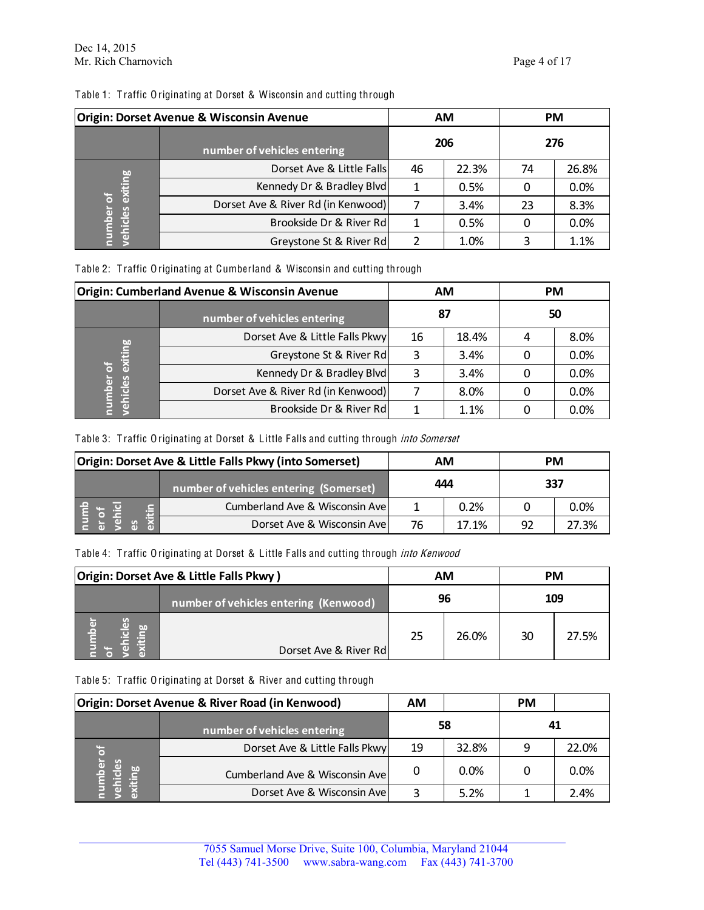Dec 14, 2015
Mr. Rich Charnovich

Table 1: Traffic Originating at Dorset & Wisconsin and cutting through

| Origin: Dorset Avenue & Wisconsin Avenue | | AM | | PM | |
|---|---|---|---|---|---|
| | number of vehicles entering | 206 | | 276 | |
| number of vehicles exiting | Dorset Ave & Little Falls | 46 | 22.3% | 74 | 26.8% |
| | Kennedy Dr & Bradley Blvd | 1 | 0.5% | 0 | 0.0% |
| | Dorset Ave & River Rd (in Kenwood) | 7 | 3.4% | 23 | 8.3% |
| | Brookside Dr & River Rd | 1 | 0.5% | 0 | 0.0% |
| | Greystone St & River Rd | 2 | 1.0% | 3 | 1.1% |

Table 2: Traffic Originating at Cumberland & Wisconsin and cutting through

| Origin: Cumberland Avenue & Wisconsin Avenue | | AM | | PM | |
|---|---|---|---|---|---|
| | number of vehicles entering | 87 | | 50 | |
| number of vehicles exiting | Dorset Ave & Little Falls Pkwy | 16 | 18.4% | 4 | 8.0% |
| | Greystone St & River Rd | 3 | 3.4% | 0 | 0.0% |
| | Kennedy Dr & Bradley Blvd | 3 | 3.4% | 0 | 0.0% |
| | Dorset Ave & River Rd (in Kenwood) | 7 | 8.0% | 0 | 0.0% |
| | Brookside Dr & River Rd | 1 | 1.1% | 0 | 0.0% |

Table 3: Traffic Originating at Dorset & Little Falls and cutting through *into Somerset*

| Origin: Dorset Ave & Little Falls Pkwy (into Somerset) | | AM | | PM | |
|---|---|---|---|---|---|
| | number of vehicles entering (Somerset) | 444 | | 337 | |
| number of vehicles exiting | Cumberland Ave & Wisconsin Ave | 1 | 0.2% | 0 | 0.0% |
| | Dorset Ave & Wisconsin Ave | 76 | 17.1% | 92 | 27.3% |

Table 4: Traffic Originating at Dorset & Little Falls and cutting through *into Kenwood*

| Origin: Dorset Ave & Little Falls Pkwy ) | | AM | | PM | |
|---|---|---|---|---|---|
| | number of vehicles entering (Kenwood) | 96 | | 109 | |
| number of vehicles exiting | Dorset Ave & River Rd | 25 | 26.0% | 30 | 27.5% |

Table 5: Traffic Originating at Dorset & River and cutting through

| Origin: Dorset Avenue & River Road (in Kenwood) | | AM | | PM | |
|---|---|---|---|---|---|
| | number of vehicles entering | 58 | | 41 | |
| number of vehicles exiting | Dorset Ave & Little Falls Pkwy | 19 | 32.8% | 9 | 22.0% |
| | Cumberland Ave & Wisconsin Ave | 0 | 0.0% | 0 | 0.0% |
| | Dorset Ave & Wisconsin Ave | 3 | 5.2% | 1 | 2.4% |

7055 Samuel Morse Drive, Suite 100, Columbia, Maryland 21044
Tel (443) 741-3500 www.sabra-wang.com Fax (443) 741-3700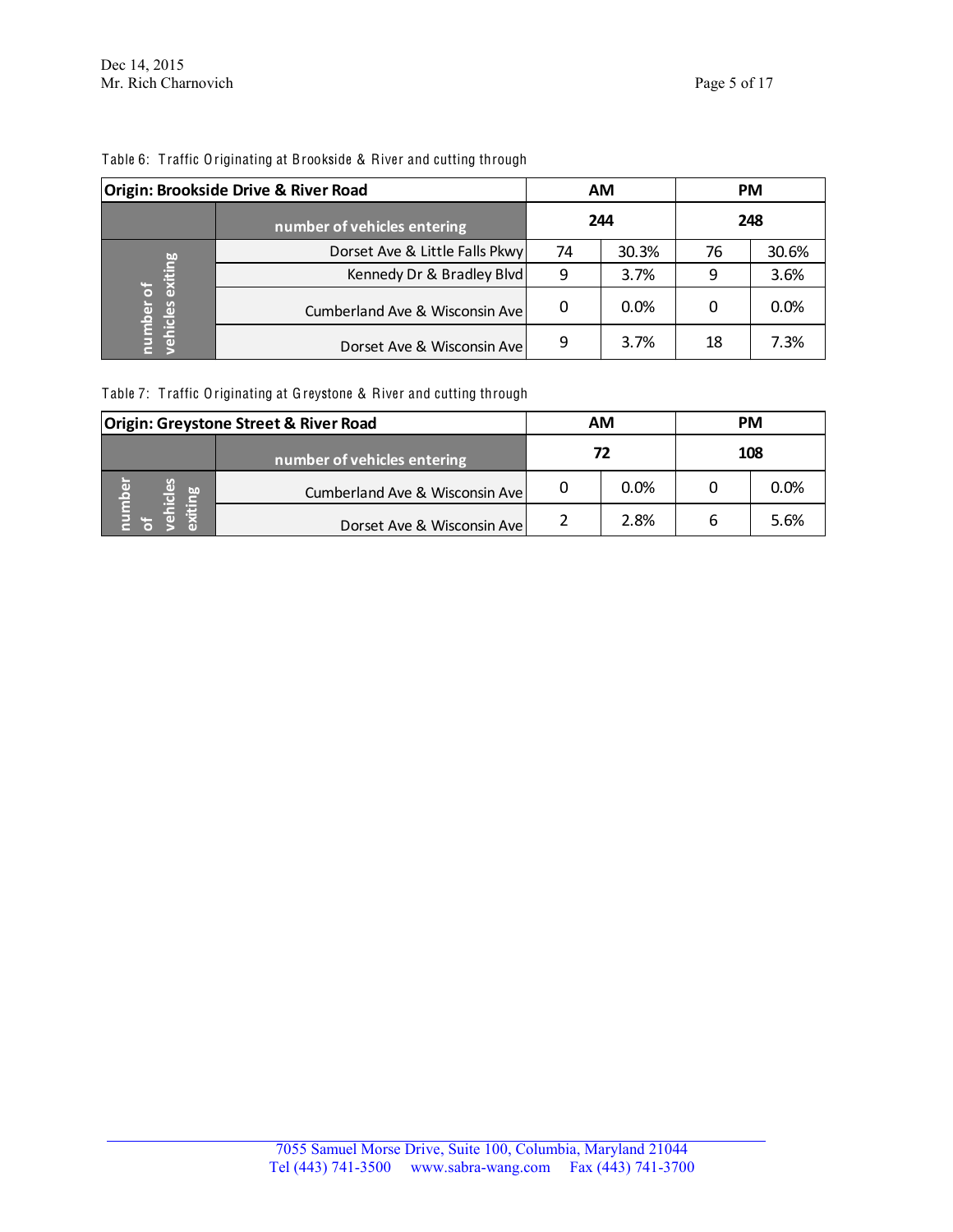Dec 14, 2015
Mr. Rich Charnovich

Table 6: Traffic Originating at Brookside & River and cutting through

| Origin: Brookside Drive & River Road | | AM | | PM | |
|---|---|---|---|---|---|
| | number of vehicles entering | 244 | | 248 | |
| number of vehicles exiting | Dorset Ave & Little Falls Pkwy | 74 | 30.3% | 76 | 30.6% |
| | Kennedy Dr & Bradley Blvd | 9 | 3.7% | 9 | 3.6% |
| | Cumberland Ave & Wisconsin Ave | 0 | 0.0% | 0 | 0.0% |
| | Dorset Ave & Wisconsin Ave | 9 | 3.7% | 18 | 7.3% |

Table 7: Traffic Originating at Greystone & River and cutting through

| Origin: Greystone Street & River Road | | AM | | PM | |
|---|---|---|---|---|---|
| | number of vehicles entering | 72 | | 108 | |
| number of vehicles exiting | Cumberland Ave & Wisconsin Ave | 0 | 0.0% | 0 | 0.0% |
| | Dorset Ave & Wisconsin Ave | 2 | 2.8% | 6 | 5.6% |

7055 Samuel Morse Drive, Suite 100, Columbia, Maryland 21044
Tel (443) 741-3500 www.sabra-wang.com Fax (443) 741-3700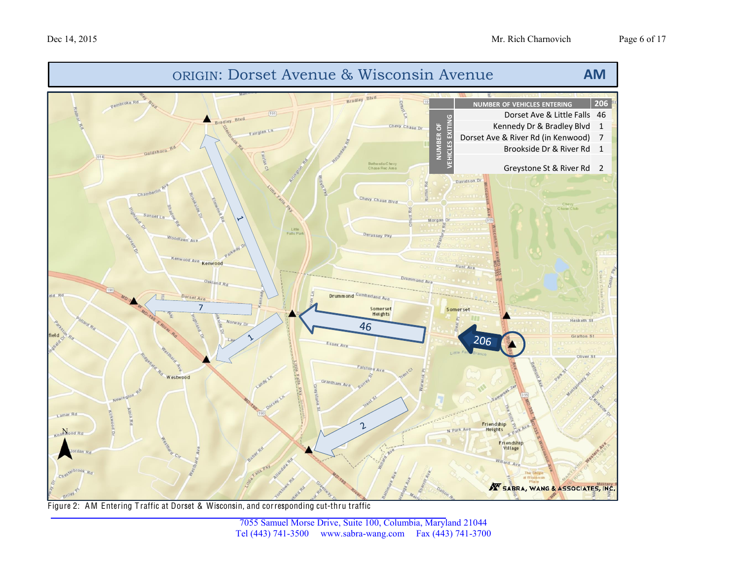## ORIGIN: Dorset Avenue & Wisconsin Avenue — AM

| NUMBER OF VEHICLES EXITING | NUMBER OF VEHICLES ENTERING | 206 |
|---|---|---|
| | Dorset Ave & Little Falls | 46 |
| | Kennedy Dr & Bradley Blvd | 1 |
| | Dorset Ave & River Rd (in Kenwood) | 7 |
| | Brookside Dr & River Rd | 1 |
| | Greystone St & River Rd | 2 |

Figure 2: AM Entering Traffic at Dorset & Wisconsin, and corresponding cut-thru traffic

7055 Samuel Morse Drive, Suite 100, Columbia, Maryland 21044
Tel (443) 741-3500 www.sabra-wang.com Fax (443) 741-3700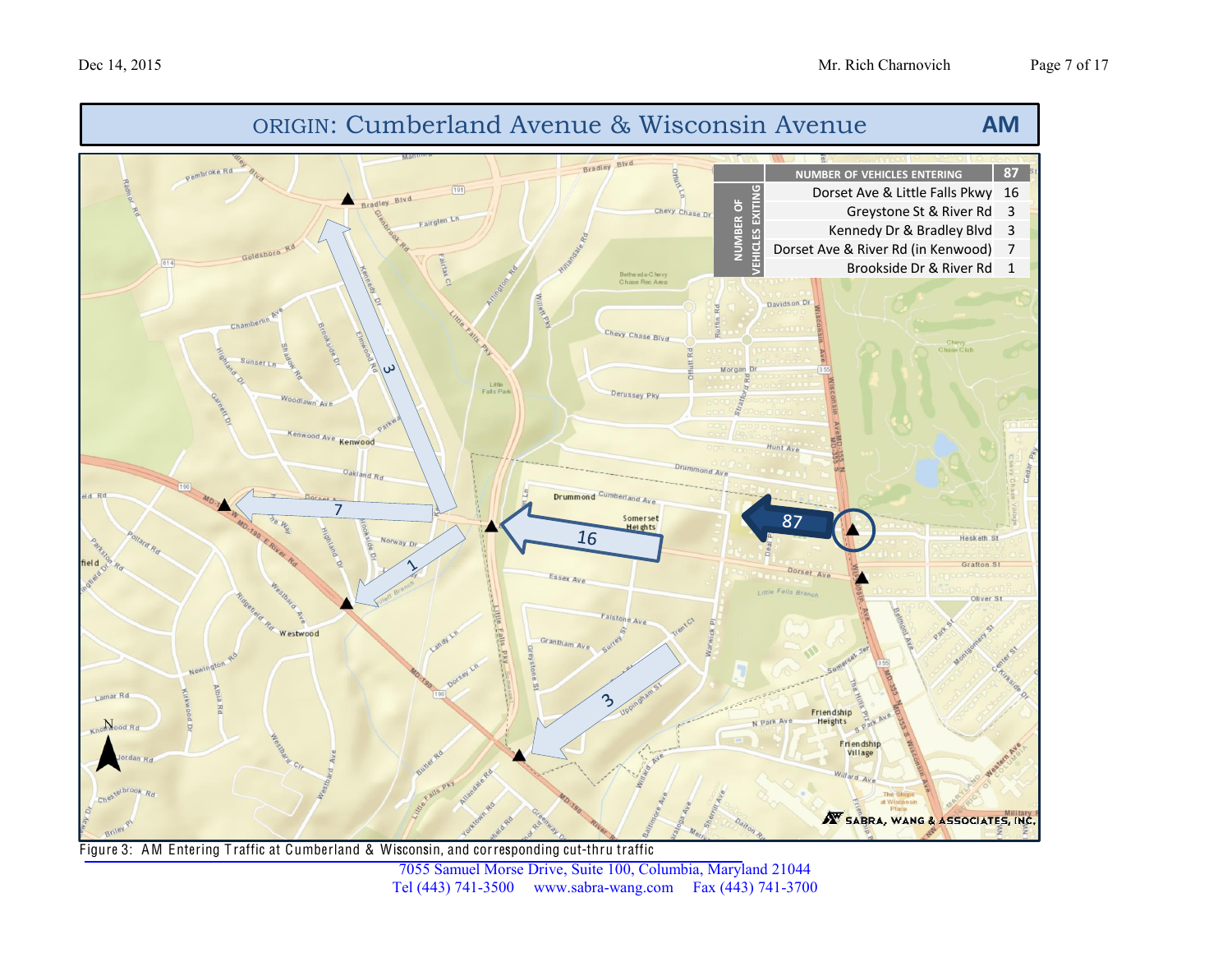# ORIGIN: Cumberland Avenue & Wisconsin Avenue — AM

| | NUMBER OF VEHICLES ENTERING | 87 |
|---|---|---|
| NUMBER OF VEHICLES EXITING | Dorset Ave & Little Falls Pkwy | 16 |
| | Greystone St & River Rd | 3 |
| | Kennedy Dr & Bradley Blvd | 3 |
| | Dorset Ave & River Rd (in Kenwood) | 7 |
| | Brookside Dr & River Rd | 1 |

Figure 3: AM Entering Traffic at Cumberland & Wisconsin, and corresponding cut-thru traffic

7055 Samuel Morse Drive, Suite 100, Columbia, Maryland 21044
Tel (443) 741-3500 www.sabra-wang.com Fax (443) 741-3700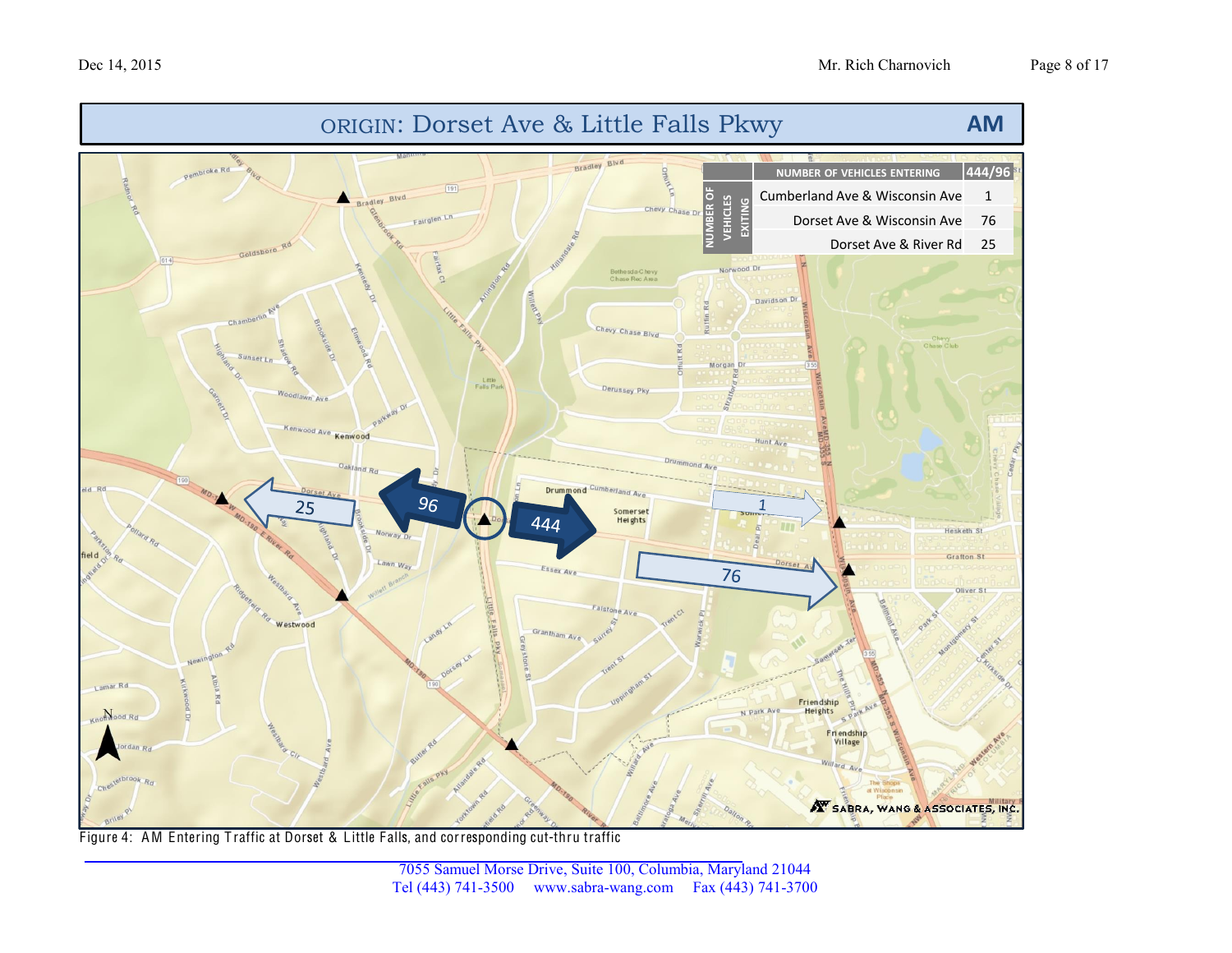# ORIGIN: Dorset Ave & Little Falls Pkwy — AM

| NUMBER OF VEHICLES EXITING | NUMBER OF VEHICLES ENTERING | 444/96 |
|---|---|---|
| | Cumberland Ave & Wisconsin Ave | 1 |
| | Dorset Ave & Wisconsin Ave | 76 |
| | Dorset Ave & River Rd | 25 |

Figure 4: AM Entering Traffic at Dorset & Little Falls, and corresponding cut-thru traffic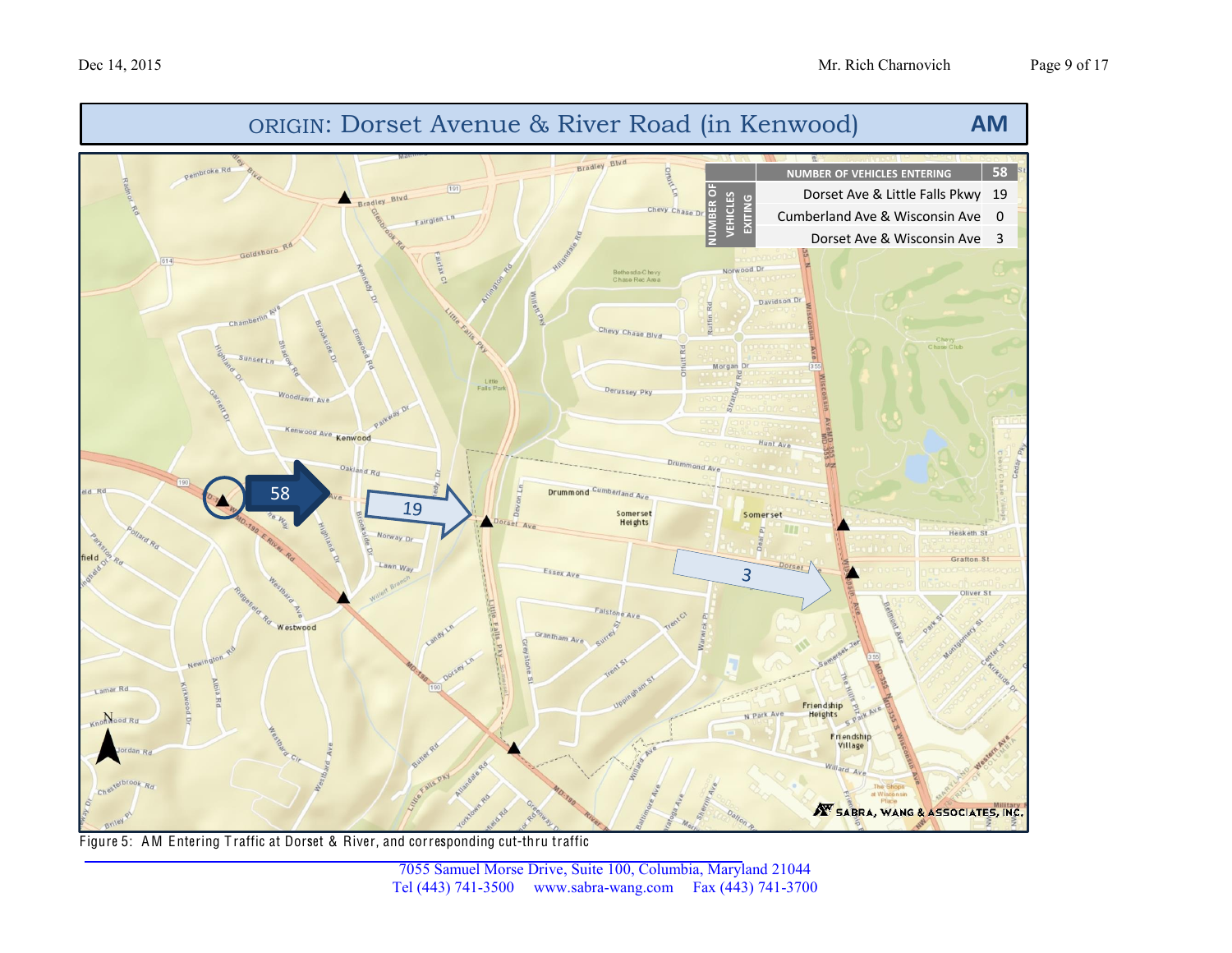## ORIGIN: Dorset Avenue & River Road (in Kenwood) — AM

| | NUMBER OF VEHICLES ENTERING | 58 |
|---|---|---|
| NUMBER OF VEHICLES EXITING | Dorset Ave & Little Falls Pkwy | 19 |
| | Cumberland Ave & Wisconsin Ave | 0 |
| | Dorset Ave & Wisconsin Ave | 3 |

Figure 5: AM Entering Traffic at Dorset & River, and corresponding cut-thru traffic

7055 Samuel Morse Drive, Suite 100, Columbia, Maryland 21044
Tel (443) 741-3500 www.sabra-wang.com Fax (443) 741-3700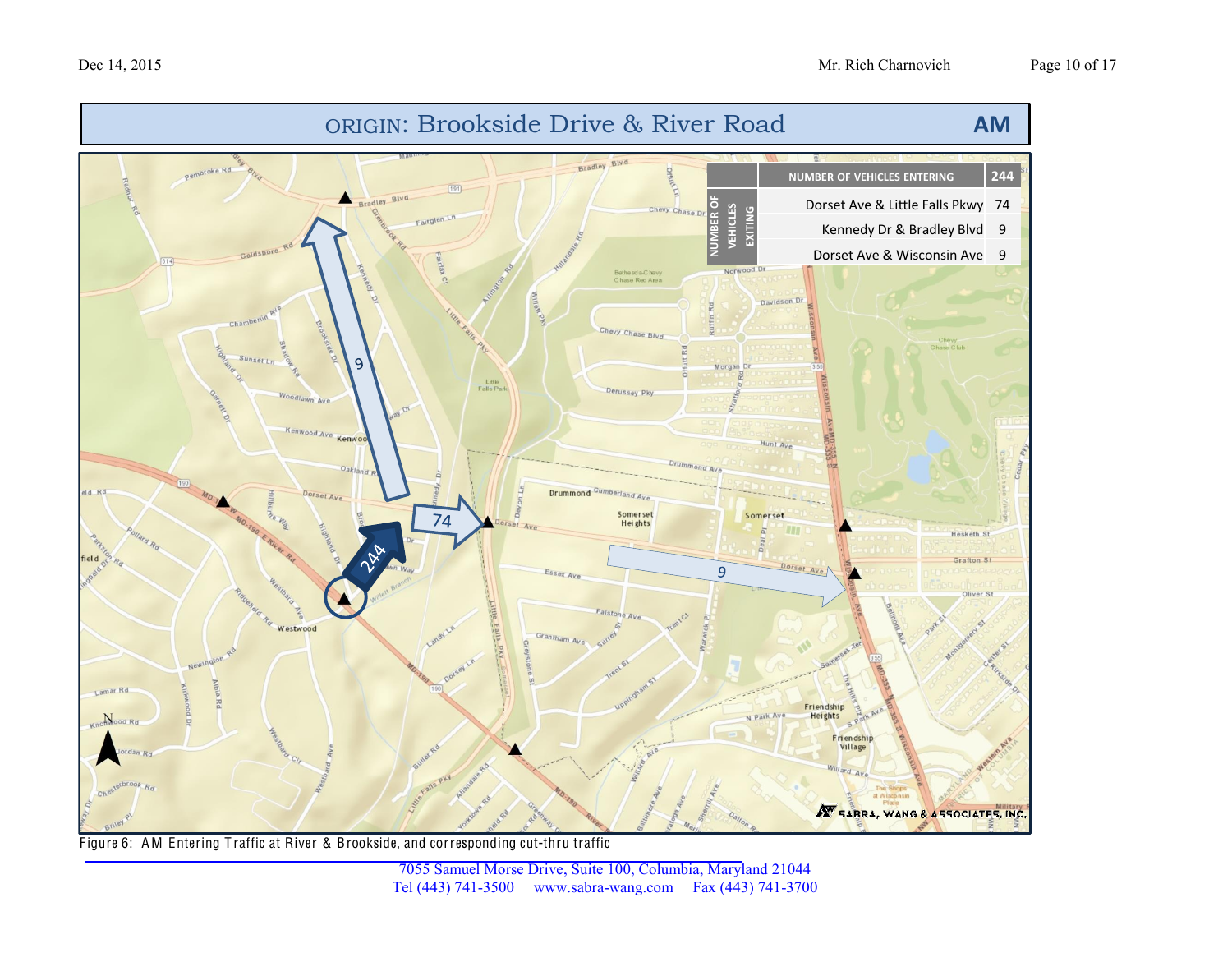## ORIGIN: Brookside Drive & River Road — AM

| | NUMBER OF VEHICLES ENTERING | 244 |
|---|---|---|
| NUMBER OF VEHICLES EXITING | Dorset Ave & Little Falls Pkwy | 74 |
| | Kennedy Dr & Bradley Blvd | 9 |
| | Dorset Ave & Wisconsin Ave | 9 |

Figure 6: AM Entering Traffic at River & Brookside, and corresponding cut-thru traffic

7055 Samuel Morse Drive, Suite 100, Columbia, Maryland 21044
Tel (443) 741-3500 www.sabra-wang.com Fax (443) 741-3700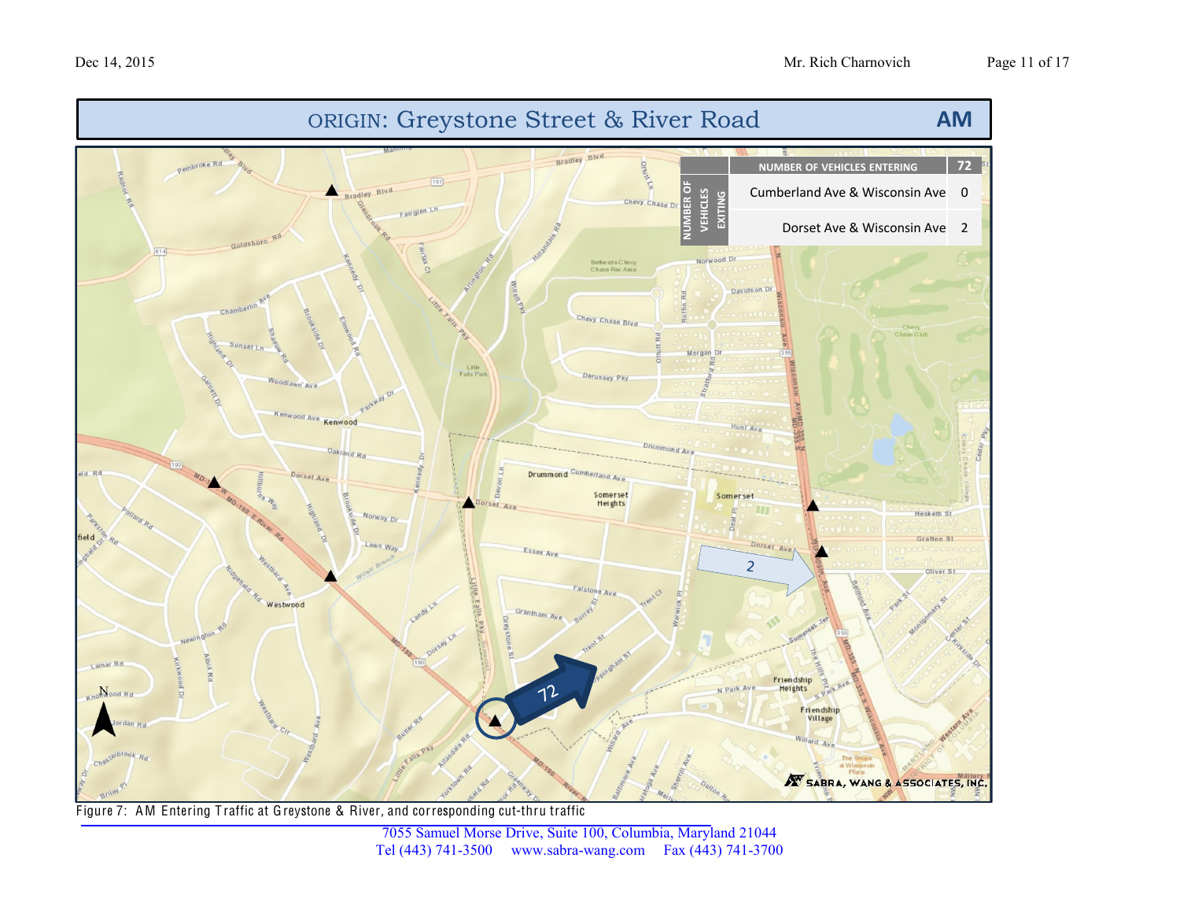## ORIGIN: Greystone Street & River Road — AM

| NUMBER OF VEHICLES EXITING | NUMBER OF VEHICLES ENTERING | 72 |
|---|---|---|
| | Cumberland Ave & Wisconsin Ave | 0 |
| | Dorset Ave & Wisconsin Ave | 2 |

Figure 7: AM Entering Traffic at Greystone & River, and corresponding cut-thru traffic

7055 Samuel Morse Drive, Suite 100, Columbia, Maryland 21044
Tel (443) 741-3500 www.sabra-wang.com Fax (443) 741-3700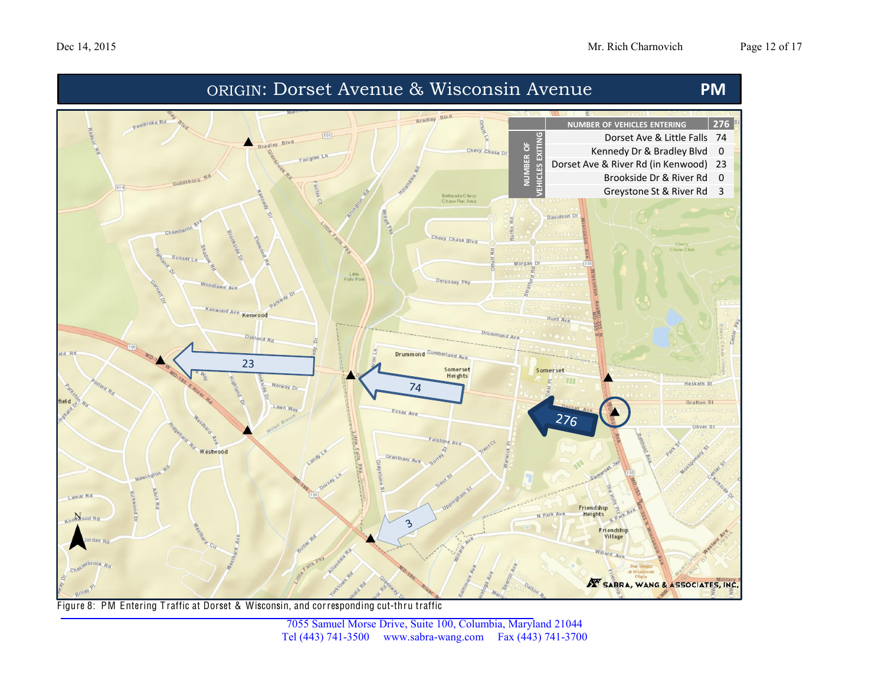## ORIGIN: Dorset Avenue & Wisconsin Avenue — PM

| | NUMBER OF VEHICLES ENTERING | 276 |
|---|---|---|
| NUMBER OF VEHICLES EXITING | Dorset Ave & Little Falls | 74 |
| | Kennedy Dr & Bradley Blvd | 0 |
| | Dorset Ave & River Rd (in Kenwood) | 23 |
| | Brookside Dr & River Rd | 0 |
| | Greystone St & River Rd | 3 |

Figure 8: PM Entering Traffic at Dorset & Wisconsin, and corresponding cut-thru traffic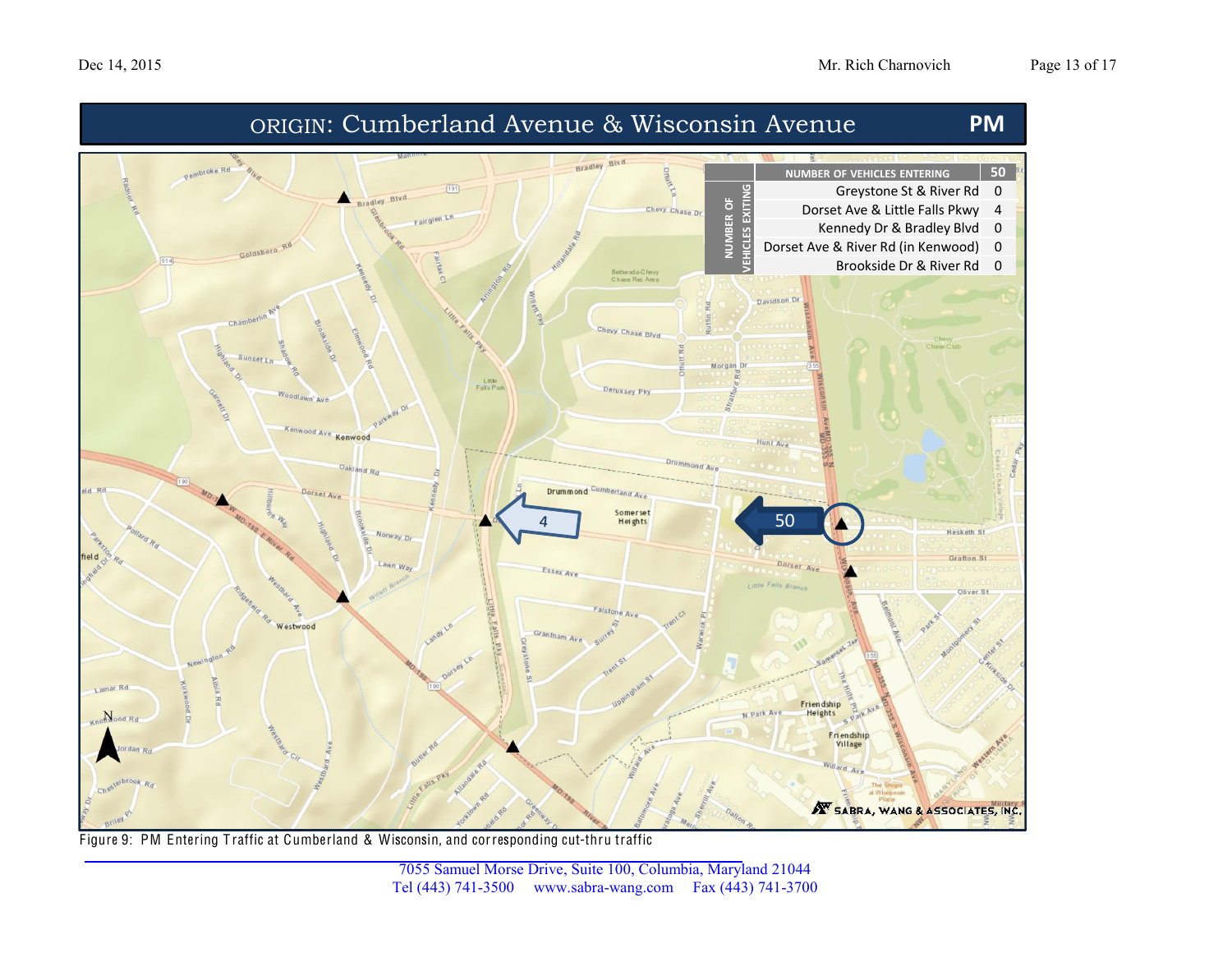# ORIGIN: Cumberland Avenue & Wisconsin Avenue — PM

| | NUMBER OF VEHICLES ENTERING | 50 |
|---|---|---|
| NUMBER OF VEHICLES EXITING | Greystone St & River Rd | 0 |
| | Dorset Ave & Little Falls Pkwy | 4 |
| | Kennedy Dr & Bradley Blvd | 0 |
| | Dorset Ave & River Rd (in Kenwood) | 0 |
| | Brookside Dr & River Rd | 0 |

Figure 9: PM Entering Traffic at Cumberland & Wisconsin, and corresponding cut-thru traffic

7055 Samuel Morse Drive, Suite 100, Columbia, Maryland 21044
Tel (443) 741-3500 www.sabra-wang.com Fax (443) 741-3700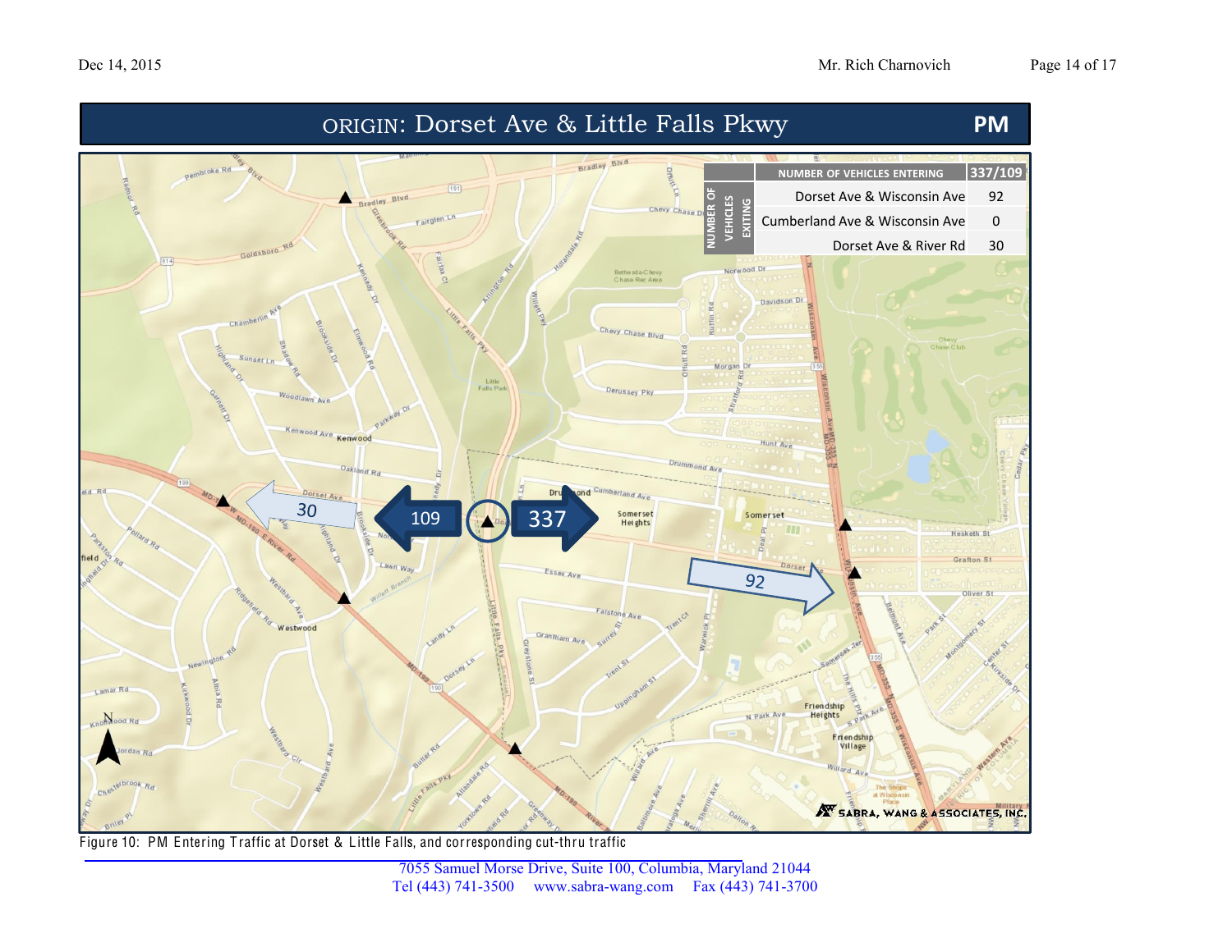## ORIGIN: Dorset Ave & Little Falls Pkwy — PM

| | NUMBER OF VEHICLES ENTERING | 337/109 |
|---|---|---|
| NUMBER OF VEHICLES EXITING | Dorset Ave & Wisconsin Ave | 92 |
| | Cumberland Ave & Wisconsin Ave | 0 |
| | Dorset Ave & River Rd | 30 |

Figure 10: PM Entering Traffic at Dorset & Little Falls, and corresponding cut-thru traffic

7055 Samuel Morse Drive, Suite 100, Columbia, Maryland 21044
Tel (443) 741-3500 www.sabra-wang.com Fax (443) 741-3700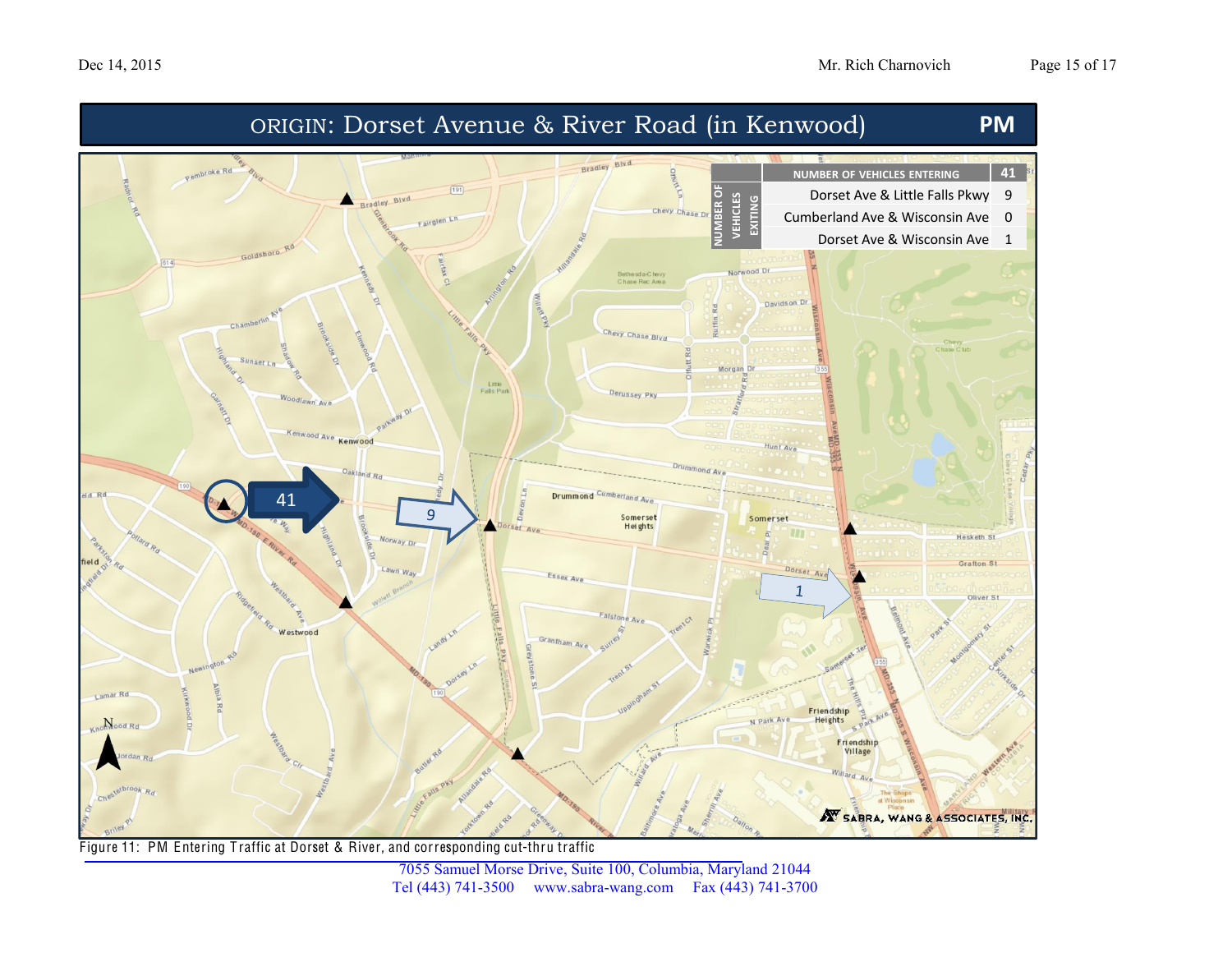# ORIGIN: Dorset Avenue & River Road (in Kenwood) — PM

| | | NUMBER OF VEHICLES ENTERING | 41 |
|---|---|---|---|
| NUMBER OF VEHICLES EXITING | | Dorset Ave & Little Falls Pkwy | 9 |
| | | Cumberland Ave & Wisconsin Ave | 0 |
| | | Dorset Ave & Wisconsin Ave | 1 |

Figure 11: PM Entering Traffic at Dorset & River, and corresponding cut-thru traffic

7055 Samuel Morse Drive, Suite 100, Columbia, Maryland 21044
Tel (443) 741-3500 www.sabra-wang.com Fax (443) 741-3700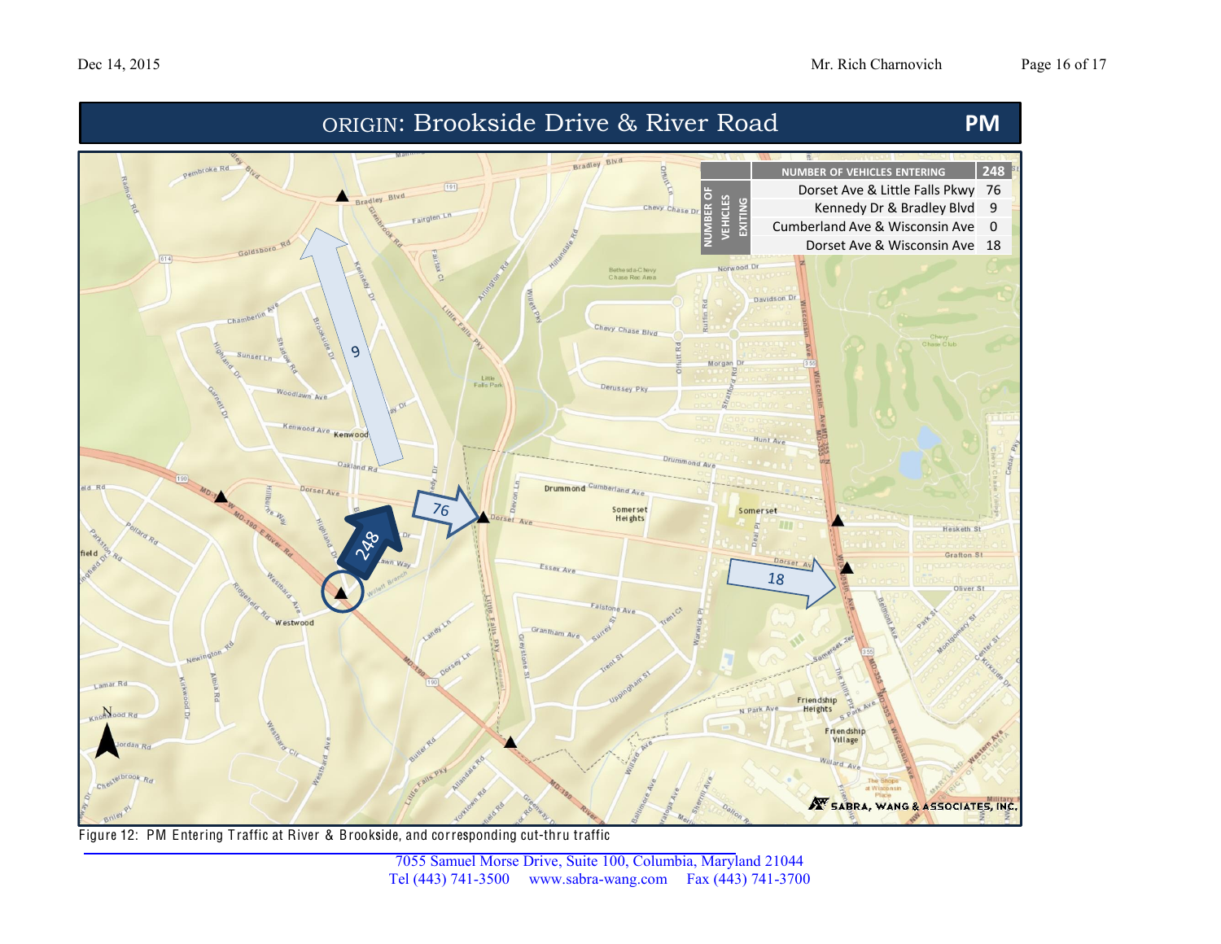# ORIGIN: Brookside Drive & River Road

**PM**

| NUMBER OF VEHICLES EXITING | NUMBER OF VEHICLES ENTERING | 248 |
|---|---|---|
| | Dorset Ave & Little Falls Pkwy | 76 |
| | Kennedy Dr & Bradley Blvd | 9 |
| | Cumberland Ave & Wisconsin Ave | 0 |
| | Dorset Ave & Wisconsin Ave | 18 |

Figure 12: PM Entering Traffic at River & Brookside, and corresponding cut-thru traffic

7055 Samuel Morse Drive, Suite 100, Columbia, Maryland 21044
Tel (443) 741-3500 www.sabra-wang.com Fax (443) 741-3700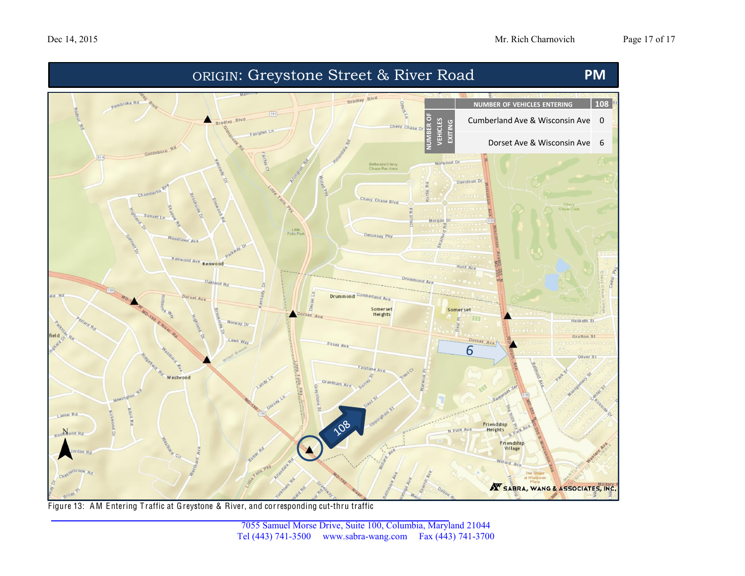## ORIGIN: Greystone Street & River Road — PM

| NUMBER OF VEHICLES EXITING | NUMBER OF VEHICLES ENTERING | 108 |
|---|---|---|
| | Cumberland Ave & Wisconsin Ave | 0 |
| | Dorset Ave & Wisconsin Ave | 6 |

108

6

Figure 13: AM Entering Traffic at Greystone & River, and corresponding cut-thru traffic

7055 Samuel Morse Drive, Suite 100, Columbia, Maryland 21044
Tel (443) 741-3500 www.sabra-wang.com Fax (443) 741-3700